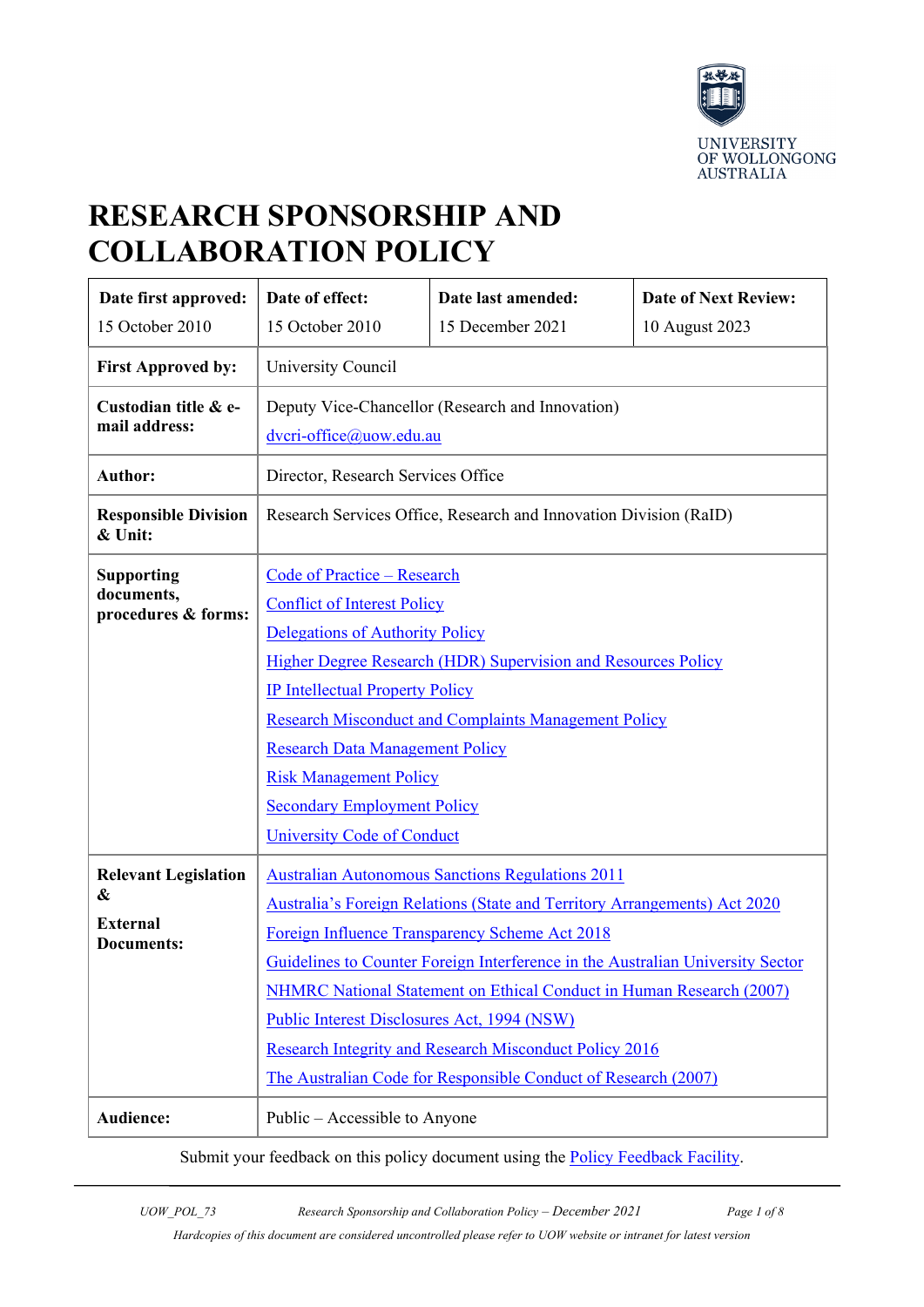UNIVERSITY OF WOLLONGONG AUSTRALIA

# RESEARCH SPONSORSHIP AND COLLABORATION POLICY

| Date first approved: | Date of effect: | Date last amended: | Date of Next Review: |
|---|---|---|---|
| 15 October 2010 | 15 October 2010 | 15 December 2021 | 10 August 2023 |

| | |
|---|---|
| **First Approved by:** | University Council |
| **Custodian title & e-mail address:** | Deputy Vice-Chancellor (Research and Innovation) dvcri-office@uow.edu.au |
| **Author:** | Director, Research Services Office |
| **Responsible Division & Unit:** | Research Services Office, Research and Innovation Division (RaID) |
| **Supporting documents, procedures & forms:** | Code of Practice – Research<br>Conflict of Interest Policy<br>Delegations of Authority Policy<br>Higher Degree Research (HDR) Supervision and Resources Policy<br>IP Intellectual Property Policy<br>Research Misconduct and Complaints Management Policy<br>Research Data Management Policy<br>Risk Management Policy<br>Secondary Employment Policy<br>University Code of Conduct |
| **Relevant Legislation & External Documents:** | Australian Autonomous Sanctions Regulations 2011<br>Australia's Foreign Relations (State and Territory Arrangements) Act 2020<br>Foreign Influence Transparency Scheme Act 2018<br>Guidelines to Counter Foreign Interference in the Australian University Sector<br>NHMRC National Statement on Ethical Conduct in Human Research (2007)<br>Public Interest Disclosures Act, 1994 (NSW)<br>Research Integrity and Research Misconduct Policy 2016<br>The Australian Code for Responsible Conduct of Research (2007) |
| **Audience:** | Public – Accessible to Anyone |

Submit your feedback on this policy document using the Policy Feedback Facility.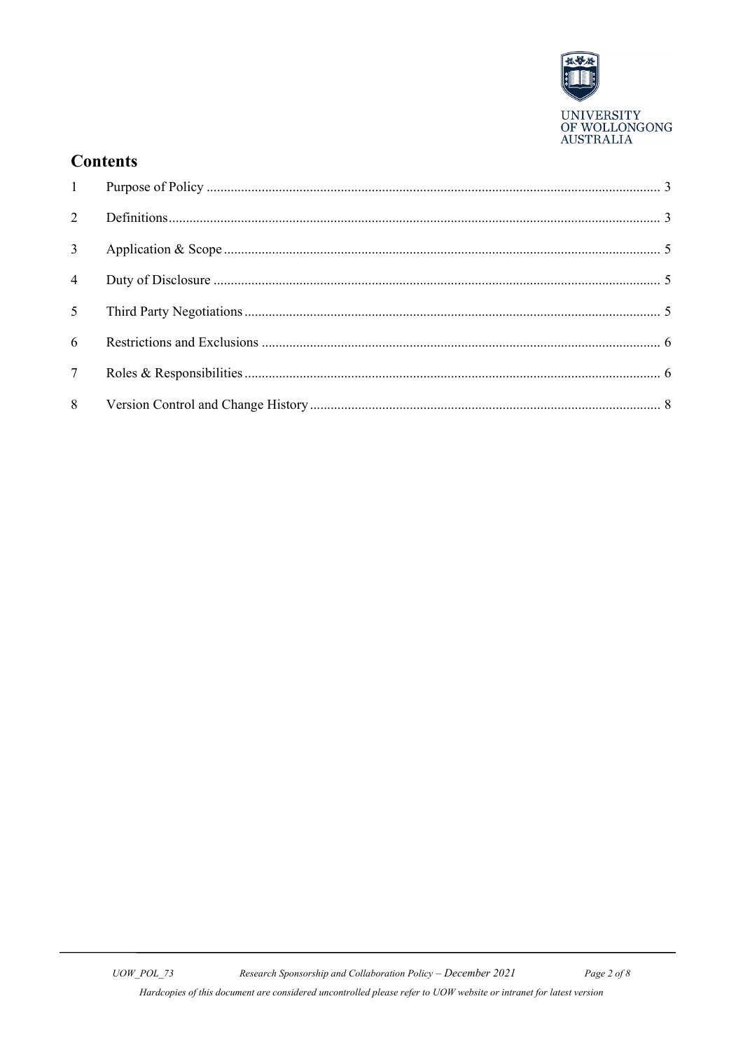## Contents

1 Purpose of Policy ........ 3

2 Definitions ........ 3

3 Application & Scope ........ 5

4 Duty of Disclosure ........ 5

5 Third Party Negotiations ........ 5

6 Restrictions and Exclusions ........ 6

7 Roles & Responsibilities ........ 6

8 Version Control and Change History ........ 8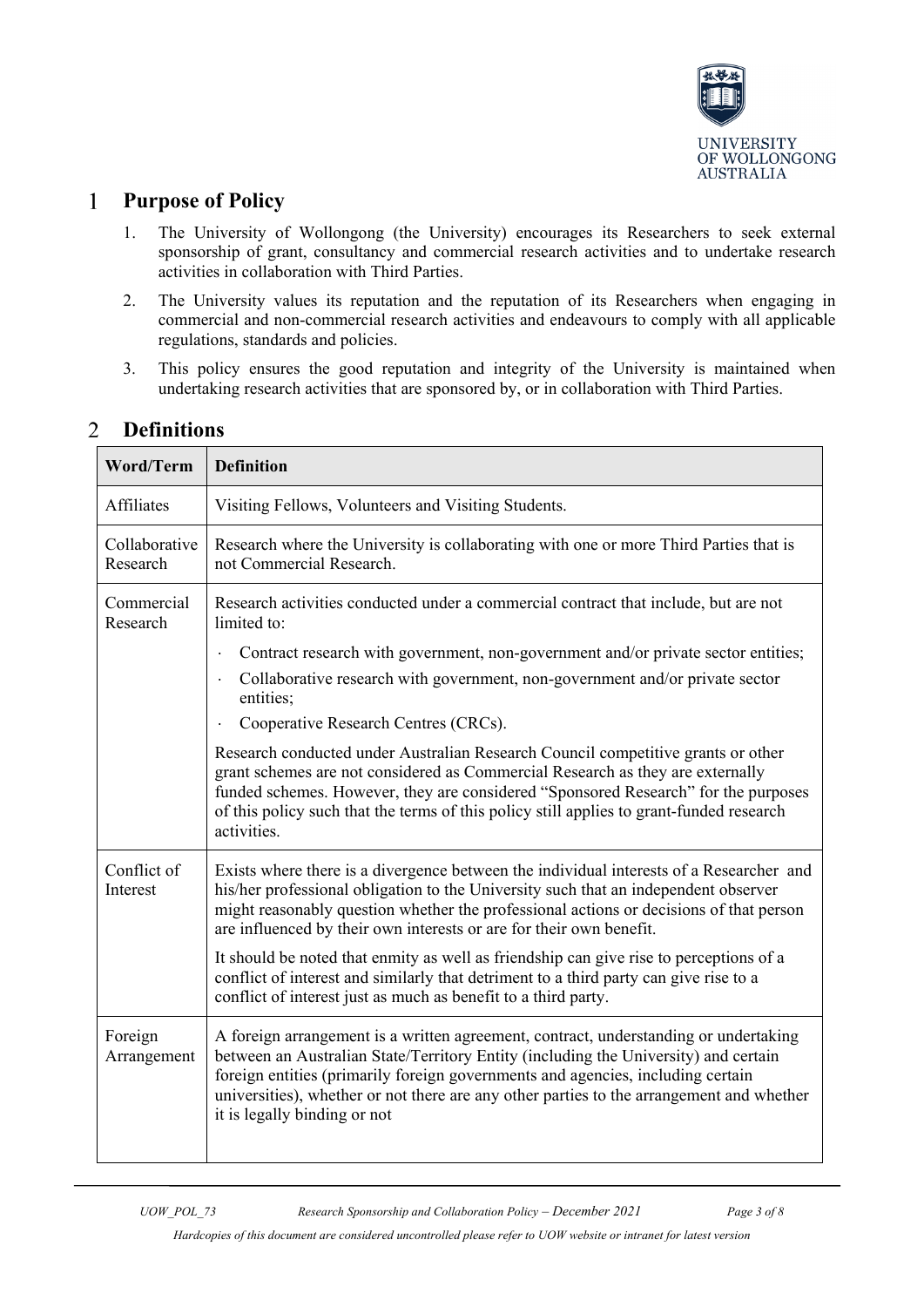## 1 Purpose of Policy

1. The University of Wollongong (the University) encourages its Researchers to seek external sponsorship of grant, consultancy and commercial research activities and to undertake research activities in collaboration with Third Parties.
2. The University values its reputation and the reputation of its Researchers when engaging in commercial and non-commercial research activities and endeavours to comply with all applicable regulations, standards and policies.
3. This policy ensures the good reputation and integrity of the University is maintained when undertaking research activities that are sponsored by, or in collaboration with Third Parties.

## 2 Definitions

| Word/Term | Definition |
| --- | --- |
| Affiliates | Visiting Fellows, Volunteers and Visiting Students. |
| Collaborative Research | Research where the University is collaborating with one or more Third Parties that is not Commercial Research. |
| Commercial Research | Research activities conducted under a commercial contract that include, but are not limited to:<br>· Contract research with government, non-government and/or private sector entities;<br>· Collaborative research with government, non-government and/or private sector entities;<br>· Cooperative Research Centres (CRCs).<br>Research conducted under Australian Research Council competitive grants or other grant schemes are not considered as Commercial Research as they are externally funded schemes. However, they are considered "Sponsored Research" for the purposes of this policy such that the terms of this policy still applies to grant-funded research activities. |
| Conflict of Interest | Exists where there is a divergence between the individual interests of a Researcher and his/her professional obligation to the University such that an independent observer might reasonably question whether the professional actions or decisions of that person are influenced by their own interests or are for their own benefit.<br>It should be noted that enmity as well as friendship can give rise to perceptions of a conflict of interest and similarly that detriment to a third party can give rise to a conflict of interest just as much as benefit to a third party. |
| Foreign Arrangement | A foreign arrangement is a written agreement, contract, understanding or undertaking between an Australian State/Territory Entity (including the University) and certain foreign entities (primarily foreign governments and agencies, including certain universities), whether or not there are any other parties to the arrangement and whether it is legally binding or not |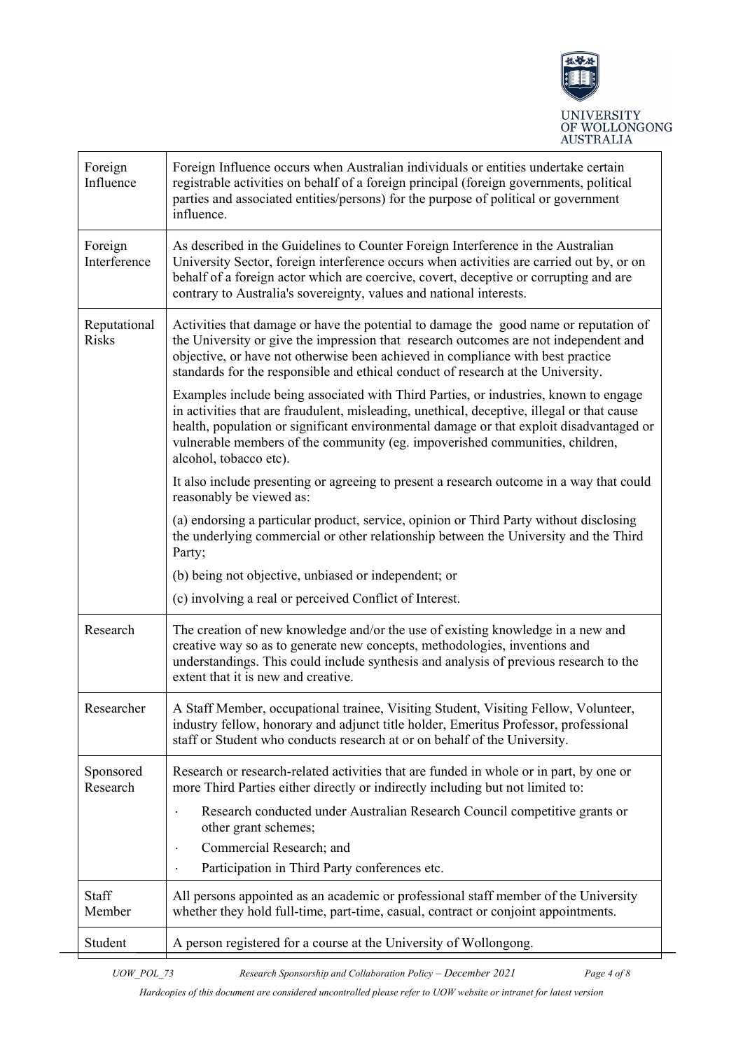| | |
|---|---|
| Foreign Influence | Foreign Influence occurs when Australian individuals or entities undertake certain registrable activities on behalf of a foreign principal (foreign governments, political parties and associated entities/persons) for the purpose of political or government influence. |
| Foreign Interference | As described in the Guidelines to Counter Foreign Interference in the Australian University Sector, foreign interference occurs when activities are carried out by, or on behalf of a foreign actor which are coercive, covert, deceptive or corrupting and are contrary to Australia's sovereignty, values and national interests. |
| Reputational Risks | Activities that damage or have the potential to damage the good name or reputation of the University or give the impression that research outcomes are not independent and objective, or have not otherwise been achieved in compliance with best practice standards for the responsible and ethical conduct of research at the University.<br><br>Examples include being associated with Third Parties, or industries, known to engage in activities that are fraudulent, misleading, unethical, deceptive, illegal or that cause health, population or significant environmental damage or that exploit disadvantaged or vulnerable members of the community (eg. impoverished communities, children, alcohol, tobacco etc).<br><br>It also include presenting or agreeing to present a research outcome in a way that could reasonably be viewed as:<br><br>(a) endorsing a particular product, service, opinion or Third Party without disclosing the underlying commercial or other relationship between the University and the Third Party;<br><br>(b) being not objective, unbiased or independent; or<br><br>(c) involving a real or perceived Conflict of Interest. |
| Research | The creation of new knowledge and/or the use of existing knowledge in a new and creative way so as to generate new concepts, methodologies, inventions and understandings. This could include synthesis and analysis of previous research to the extent that it is new and creative. |
| Researcher | A Staff Member, occupational trainee, Visiting Student, Visiting Fellow, Volunteer, industry fellow, honorary and adjunct title holder, Emeritus Professor, professional staff or Student who conducts research at or on behalf of the University. |
| Sponsored Research | Research or research-related activities that are funded in whole or in part, by one or more Third Parties either directly or indirectly including but not limited to:<br><br>· Research conducted under Australian Research Council competitive grants or other grant schemes;<br>· Commercial Research; and<br>· Participation in Third Party conferences etc. |
| Staff Member | All persons appointed as an academic or professional staff member of the University whether they hold full-time, part-time, casual, contract or conjoint appointments. |
| Student | A person registered for a course at the University of Wollongong. |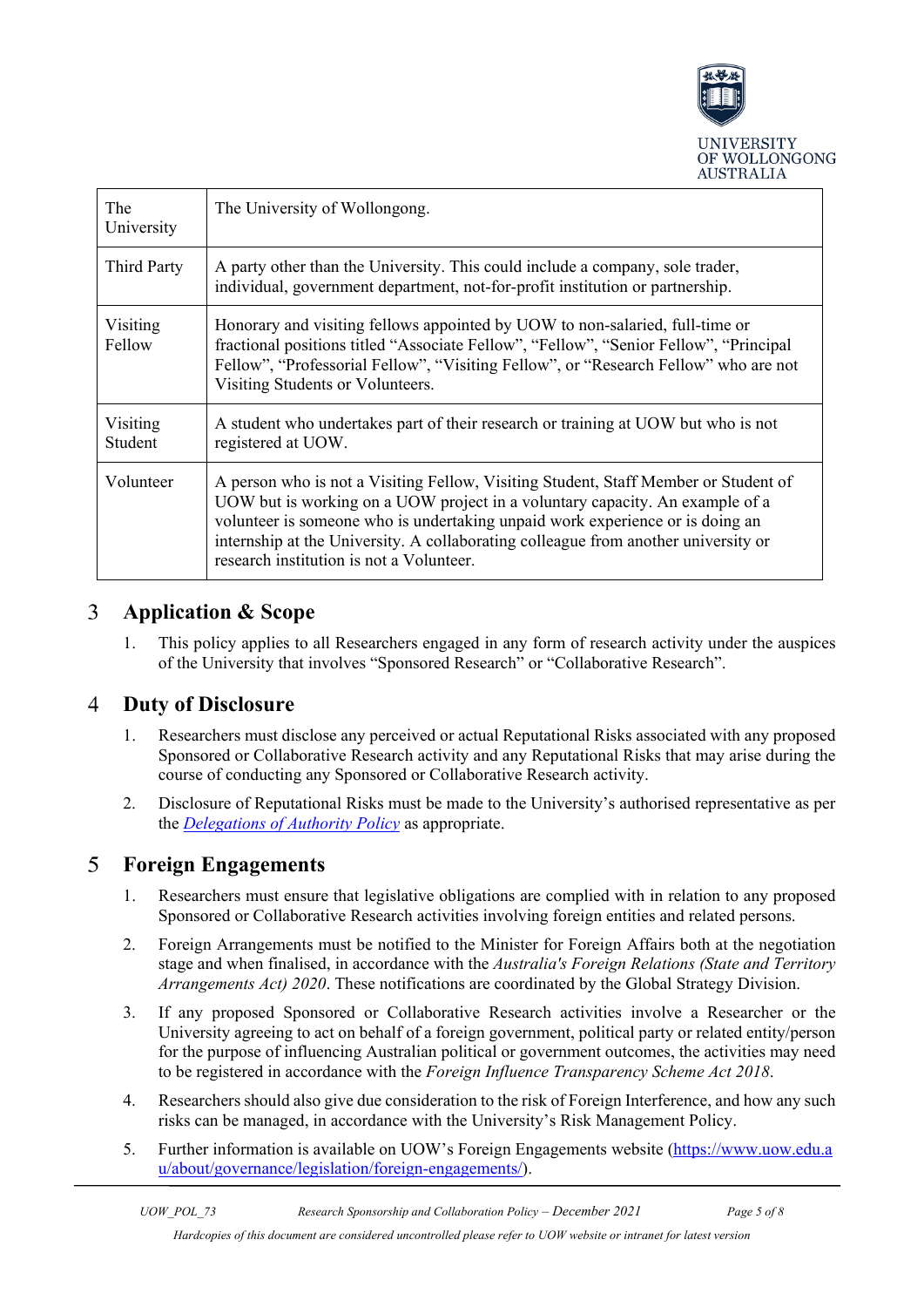| | |
|---|---|
| The University | The University of Wollongong. |
| Third Party | A party other than the University. This could include a company, sole trader, individual, government department, not-for-profit institution or partnership. |
| Visiting Fellow | Honorary and visiting fellows appointed by UOW to non-salaried, full-time or fractional positions titled "Associate Fellow", "Fellow", "Senior Fellow", "Principal Fellow", "Professorial Fellow", "Visiting Fellow", or "Research Fellow" who are not Visiting Students or Volunteers. |
| Visiting Student | A student who undertakes part of their research or training at UOW but who is not registered at UOW. |
| Volunteer | A person who is not a Visiting Fellow, Visiting Student, Staff Member or Student of UOW but is working on a UOW project in a voluntary capacity. An example of a volunteer is someone who is undertaking unpaid work experience or is doing an internship at the University. A collaborating colleague from another university or research institution is not a Volunteer. |

## 3 Application & Scope

1. This policy applies to all Researchers engaged in any form of research activity under the auspices of the University that involves "Sponsored Research" or "Collaborative Research".

## 4 Duty of Disclosure

1. Researchers must disclose any perceived or actual Reputational Risks associated with any proposed Sponsored or Collaborative Research activity and any Reputational Risks that may arise during the course of conducting any Sponsored or Collaborative Research activity.
2. Disclosure of Reputational Risks must be made to the University's authorised representative as per the *Delegations of Authority Policy* as appropriate.

## 5 Foreign Engagements

1. Researchers must ensure that legislative obligations are complied with in relation to any proposed Sponsored or Collaborative Research activities involving foreign entities and related persons.
2. Foreign Arrangements must be notified to the Minister for Foreign Affairs both at the negotiation stage and when finalised, in accordance with the *Australia's Foreign Relations (State and Territory Arrangements Act) 2020*. These notifications are coordinated by the Global Strategy Division.
3. If any proposed Sponsored or Collaborative Research activities involve a Researcher or the University agreeing to act on behalf of a foreign government, political party or related entity/person for the purpose of influencing Australian political or government outcomes, the activities may need to be registered in accordance with the *Foreign Influence Transparency Scheme Act 2018*.
4. Researchers should also give due consideration to the risk of Foreign Interference, and how any such risks can be managed, in accordance with the University's Risk Management Policy.
5. Further information is available on UOW's Foreign Engagements website (https://www.uow.edu.au/about/governance/legislation/foreign-engagements/).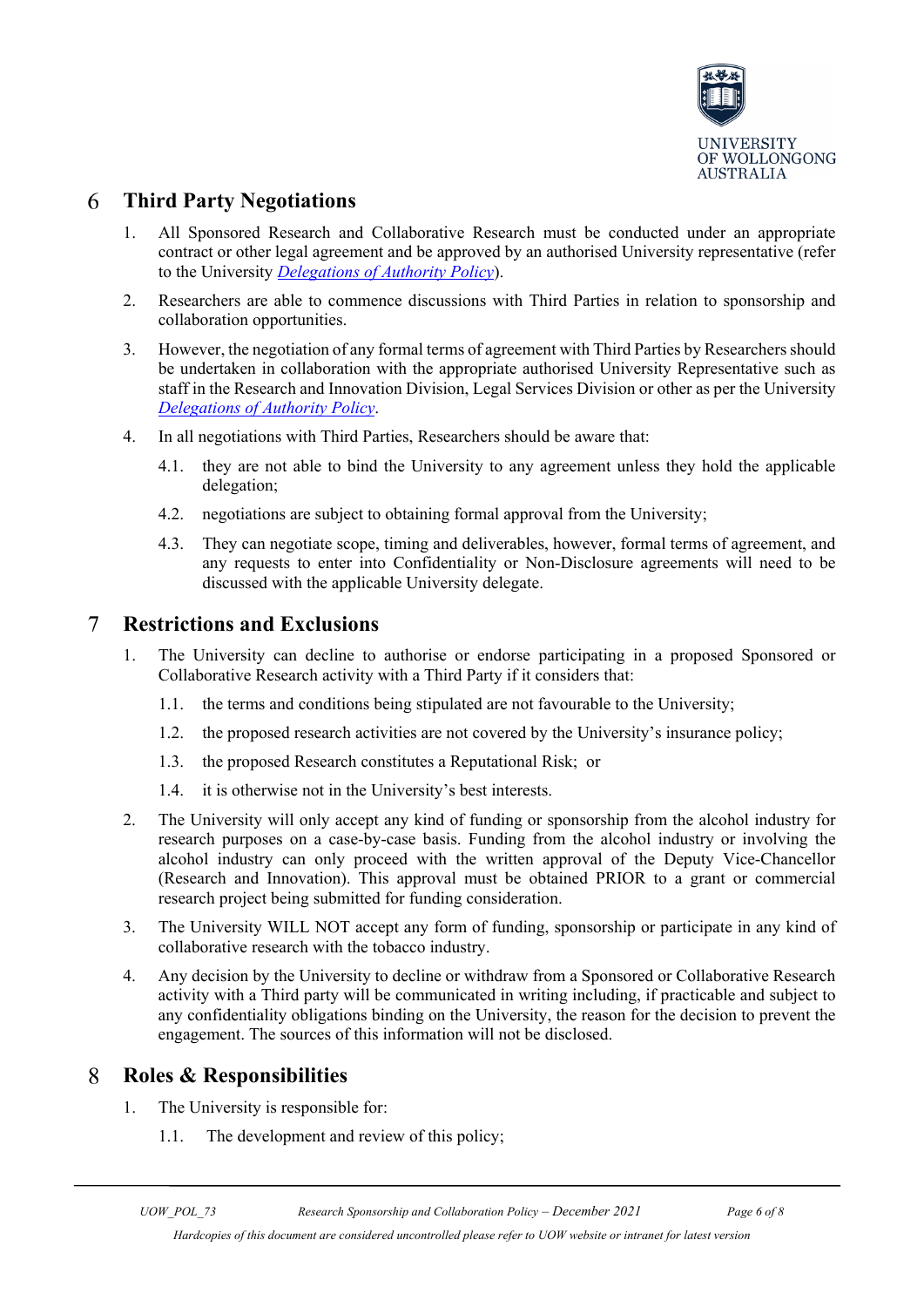## 6 Third Party Negotiations

1. All Sponsored Research and Collaborative Research must be conducted under an appropriate contract or other legal agreement and be approved by an authorised University representative (refer to the University *Delegations of Authority Policy*).

2. Researchers are able to commence discussions with Third Parties in relation to sponsorship and collaboration opportunities.

3. However, the negotiation of any formal terms of agreement with Third Parties by Researchers should be undertaken in collaboration with the appropriate authorised University Representative such as staff in the Research and Innovation Division, Legal Services Division or other as per the University *Delegations of Authority Policy*.

4. In all negotiations with Third Parties, Researchers should be aware that:

   4.1. they are not able to bind the University to any agreement unless they hold the applicable delegation;

   4.2. negotiations are subject to obtaining formal approval from the University;

   4.3. They can negotiate scope, timing and deliverables, however, formal terms of agreement, and any requests to enter into Confidentiality or Non-Disclosure agreements will need to be discussed with the applicable University delegate.

## 7 Restrictions and Exclusions

1. The University can decline to authorise or endorse participating in a proposed Sponsored or Collaborative Research activity with a Third Party if it considers that:

   1.1. the terms and conditions being stipulated are not favourable to the University;

   1.2. the proposed research activities are not covered by the University's insurance policy;

   1.3. the proposed Research constitutes a Reputational Risk; or

   1.4. it is otherwise not in the University's best interests.

2. The University will only accept any kind of funding or sponsorship from the alcohol industry for research purposes on a case-by-case basis. Funding from the alcohol industry or involving the alcohol industry can only proceed with the written approval of the Deputy Vice-Chancellor (Research and Innovation). This approval must be obtained PRIOR to a grant or commercial research project being submitted for funding consideration.

3. The University WILL NOT accept any form of funding, sponsorship or participate in any kind of collaborative research with the tobacco industry.

4. Any decision by the University to decline or withdraw from a Sponsored or Collaborative Research activity with a Third party will be communicated in writing including, if practicable and subject to any confidentiality obligations binding on the University, the reason for the decision to prevent the engagement. The sources of this information will not be disclosed.

## 8 Roles & Responsibilities

1. The University is responsible for:

   1.1. The development and review of this policy;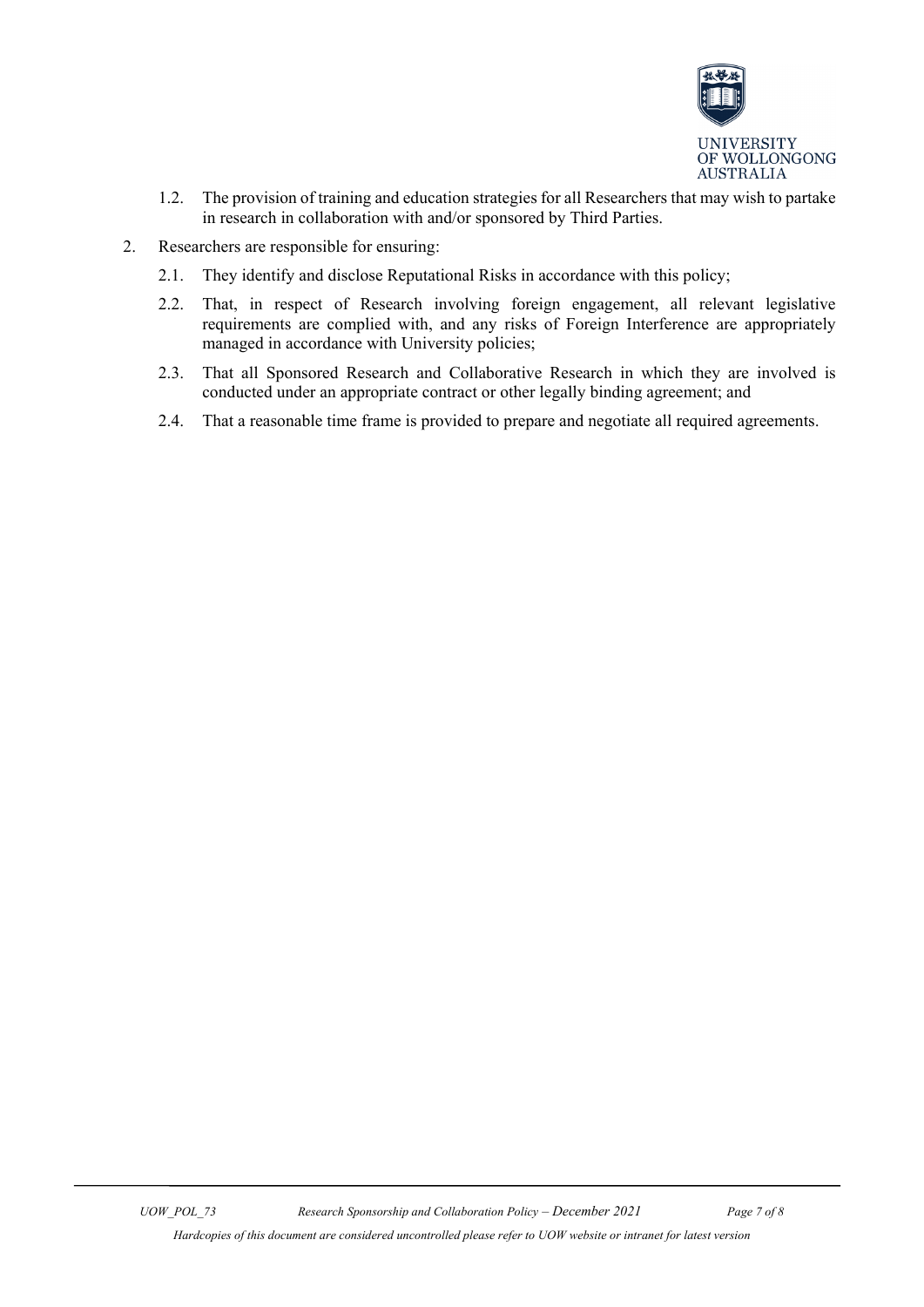1.2. The provision of training and education strategies for all Researchers that may wish to partake in research in collaboration with and/or sponsored by Third Parties.

2. Researchers are responsible for ensuring:

   2.1. They identify and disclose Reputational Risks in accordance with this policy;

   2.2. That, in respect of Research involving foreign engagement, all relevant legislative requirements are complied with, and any risks of Foreign Interference are appropriately managed in accordance with University policies;

   2.3. That all Sponsored Research and Collaborative Research in which they are involved is conducted under an appropriate contract or other legally binding agreement; and

   2.4. That a reasonable time frame is provided to prepare and negotiate all required agreements.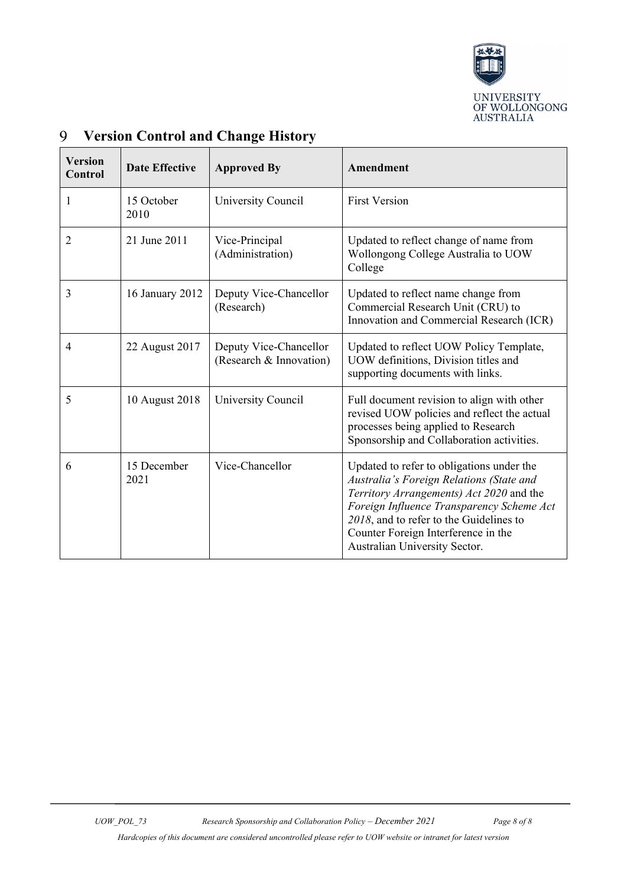# 9 Version Control and Change History

| Version Control | Date Effective | Approved By | Amendment |
|---|---|---|---|
| 1 | 15 October 2010 | University Council | First Version |
| 2 | 21 June 2011 | Vice-Principal (Administration) | Updated to reflect change of name from Wollongong College Australia to UOW College |
| 3 | 16 January 2012 | Deputy Vice-Chancellor (Research) | Updated to reflect name change from Commercial Research Unit (CRU) to Innovation and Commercial Research (ICR) |
| 4 | 22 August 2017 | Deputy Vice-Chancellor (Research & Innovation) | Updated to reflect UOW Policy Template, UOW definitions, Division titles and supporting documents with links. |
| 5 | 10 August 2018 | University Council | Full document revision to align with other revised UOW policies and reflect the actual processes being applied to Research Sponsorship and Collaboration activities. |
| 6 | 15 December 2021 | Vice-Chancellor | Updated to refer to obligations under the *Australia's Foreign Relations (State and Territory Arrangements) Act 2020* and the *Foreign Influence Transparency Scheme Act 2018*, and to refer to the Guidelines to Counter Foreign Interference in the Australian University Sector. |